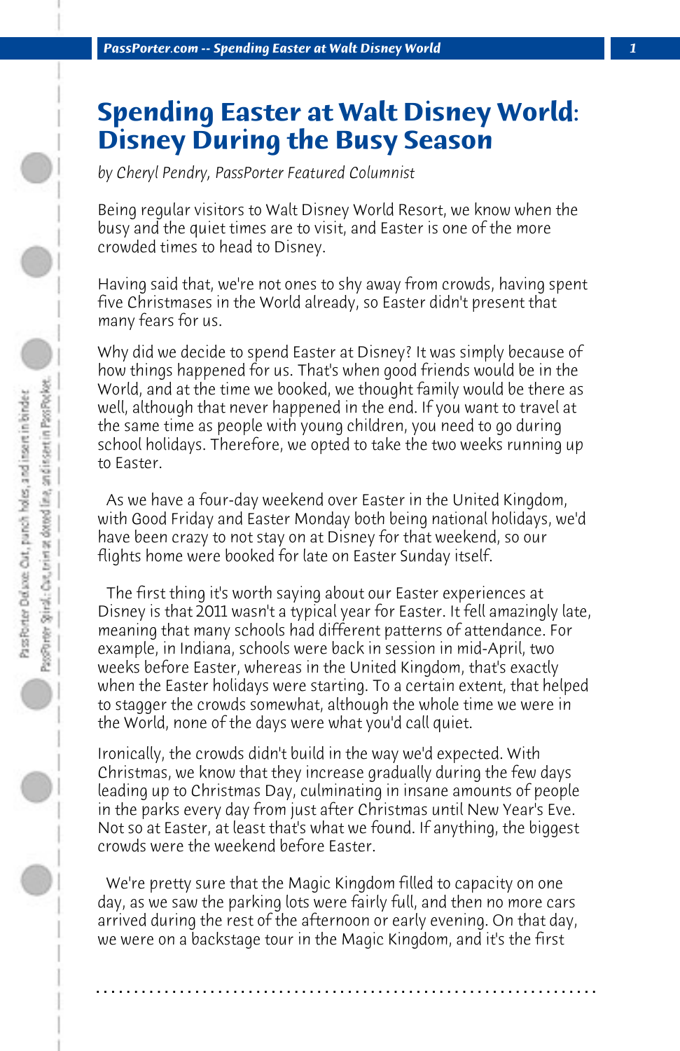# Spending Easter at Walt Disney World: Disney During the Busy Season

*by Cheryl Pendry, PassPorter Featured Columnist*

Being regular visitors to Walt Disney World Resort, we know when the busy and the quiet times are to visit, and Easter is one of the more crowded times to head to Disney.

Having said that, we're not ones to shy away from crowds, having spent five Christmases in the World already, so Easter didn't present that many fears for us.

Why did we decide to spend Easter at Disney? It was simply because of how things happened for us. That's when good friends would be in the World, and at the time we booked, we thought family would be there as well, although that never happened in the end. If you want to travel at the same time as people with young children, you need to go during school holidays. Therefore, we opted to take the two weeks running up to Easter.

As we have a four-day weekend over Easter in the United Kingdom, with Good Friday and Easter Monday both being national holidays, we'd have been crazy to not stay on at Disney for that weekend, so our flights home were booked for late on Easter Sunday itself.

The first thing it's worth saying about our Easter experiences at Disney is that 2011 wasn't a typical year for Easter. It fell amazingly late, meaning that many schools had different patterns of attendance. For example, in Indiana, schools were back in session in mid-April, two weeks before Easter, whereas in the United Kingdom, that's exactly when the Easter holidays were starting. To a certain extent, that helped to stagger the crowds somewhat, although the whole time we were in the World, none of the days were what you'd call quiet.

Ironically, the crowds didn't build in the way we'd expected. With Christmas, we know that they increase gradually during the few days leading up to Christmas Day, culminating in insane amounts of people in the parks every day from just after Christmas until New Year's Eve. Not so at Easter, at least that's what we found. If anything, the biggest crowds were the weekend before Easter.

We're pretty sure that the Magic Kingdom filled to capacity on one day, as we saw the parking lots were fairly full, and then no more cars arrived during the rest of the afternoon or early evening. On that day, we were on a backstage tour in the Magic Kingdom, and it's the first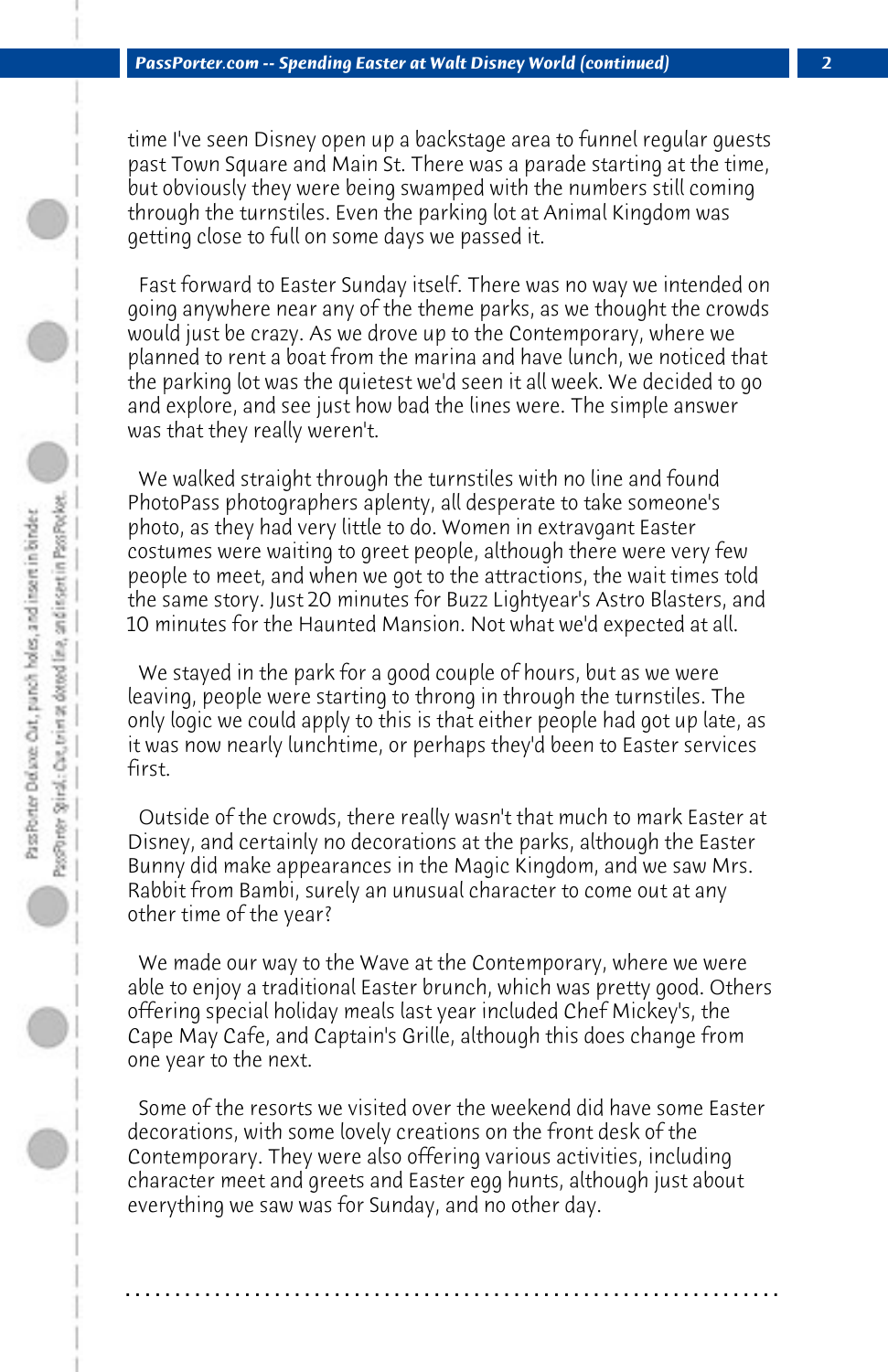time I've seen Disney open up a backstage area to funnel regular guests past Town Square and Main St. There was a parade starting at the time, but obviously they were being swamped with the numbers still coming through the turnstiles. Even the parking lot at Animal Kingdom was getting close to full on some days we passed it.

Fast forward to Easter Sunday itself. There was no way we intended on going anywhere near any of the theme parks, as we thought the crowds would just be crazy. As we drove up to the Contemporary, where we planned to rent a boat from the marina and have lunch, we noticed that the parking lot was the quietest we'd seen it all week. We decided to go and explore, and see just how bad the lines were. The simple answer was that they really weren't.

We walked straight through the turnstiles with no line and found PhotoPass photographers aplenty, all desperate to take someone's photo, as they had very little to do. Women in extravgant Easter costumes were waiting to greet people, although there were very few people to meet, and when we got to the attractions, the wait times told the same story. Just 20 minutes for Buzz Lightyear's Astro Blasters, and 10 minutes for the Haunted Mansion. Not what we'd expected at all.

We stayed in the park for a good couple of hours, but as we were leaving, people were starting to throng in through the turnstiles. The only logic we could apply to this is that either people had got up late, as it was now nearly lunchtime, or perhaps they'd been to Easter services first.

Outside of the crowds, there really wasn't that much to mark Easter at Disney, and certainly no decorations at the parks, although the Easter Bunny did make appearances in the Magic Kingdom, and we saw Mrs. Rabbit from Bambi, surely an unusual character to come out at any other time of the year?

We made our way to the Wave at the Contemporary, where we were able to enjoy a traditional Easter brunch, which was pretty good. Others offering special holiday meals last year included Chef Mickey's, the Cape May Cafe, and Captain's Grille, although this does change from one year to the next.

Some of the resorts we visited over the weekend did have some Easter decorations, with some lovely creations on the front desk of the Contemporary. They were also offering various activities, including character meet and greets and Easter egg hunts, although just about everything we saw was for Sunday, and no other day.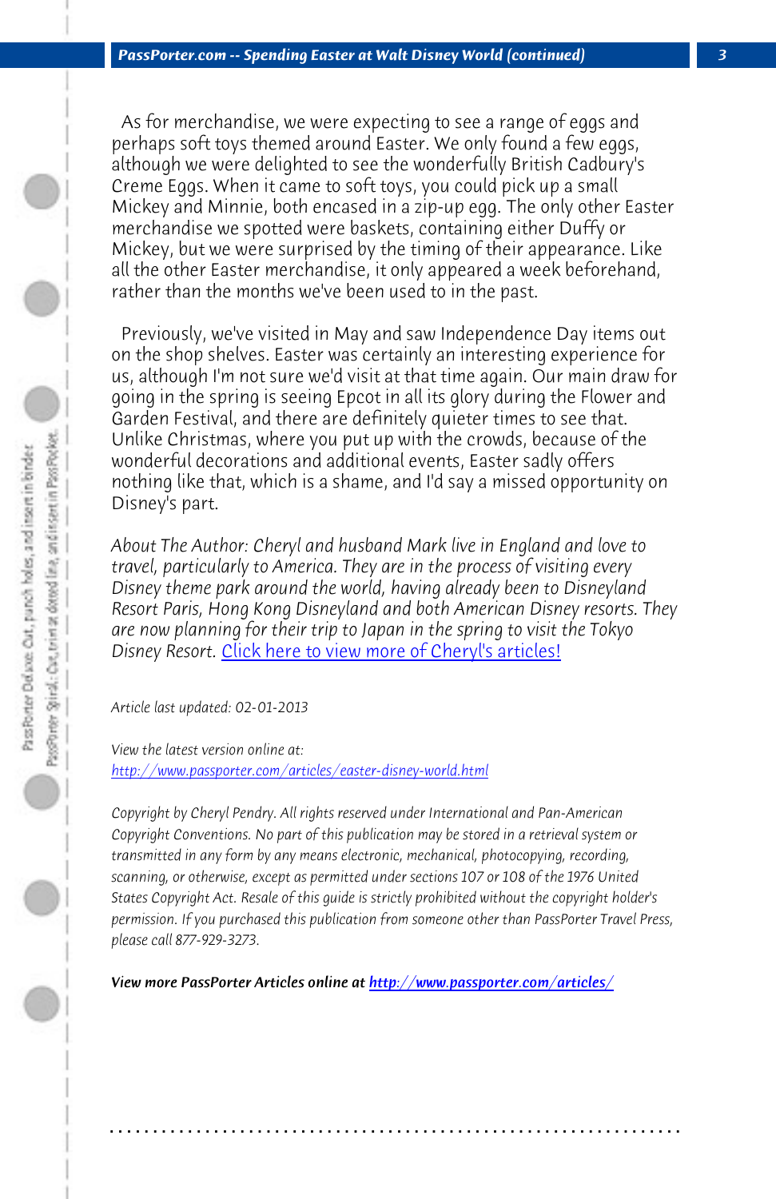As for merchandise, we were expecting to see a range of eggs and perhaps soft toys themed around Easter. We only found a few eggs, although we were delighted to see the wonderfully British Cadbury's Creme Eggs. When it came to soft toys, you could pick up a small Mickey and Minnie, both encased in a zip-up egg. The only other Easter merchandise we spotted were baskets, containing either Duffy or Mickey, but we were surprised by the timing of their appearance. Like all the other Easter merchandise, it only appeared a week beforehand, rather than the months we've been used to in the past.

Previously, we've visited in May and saw Independence Day items out on the shop shelves. Easter was certainly an interesting experience for us, although I'm not sure we'd visit at that time again. Our main draw for going in the spring is seeing Epcot in all its glory during the Flower and Garden Festival, and there are definitely quieter times to see that. Unlike Christmas, where you put up with the crowds, because of the wonderful decorations and additional events, Easter sadly offers nothing like that, which is a shame, and I'd say a missed opportunity on Disney's part.

*About The Author: Cheryl and husband Mark live in England and love to travel, particularly to America. They are in the process of visiting every Disney theme park around the world, having already been to Disneyland Resort Paris, Hong Kong Disneyland and both American Disney resorts. They are now planning for their trip to Japan in the spring to visit the Tokyo Disney Resort.* Click here to view more of Cheryl's articles!

*Article last updated: 02-01-2013*

*View the latest version online at:*
*http://www.passporter.com/articles/easter-disney-world.html*

*Copyright by Cheryl Pendry. All rights reserved under International and Pan-American Copyright Conventions. No part of this publication may be stored in a retrieval system or transmitted in any form by any means electronic, mechanical, photocopying, recording, scanning, or otherwise, except as permitted under sections 107 or 108 of the 1976 United States Copyright Act. Resale of this guide is strictly prohibited without the copyright holder's permission. If you purchased this publication from someone other than PassPorter Travel Press, please call 877-929-3273.*

***View more PassPorter Articles online at http://www.passporter.com/articles/***